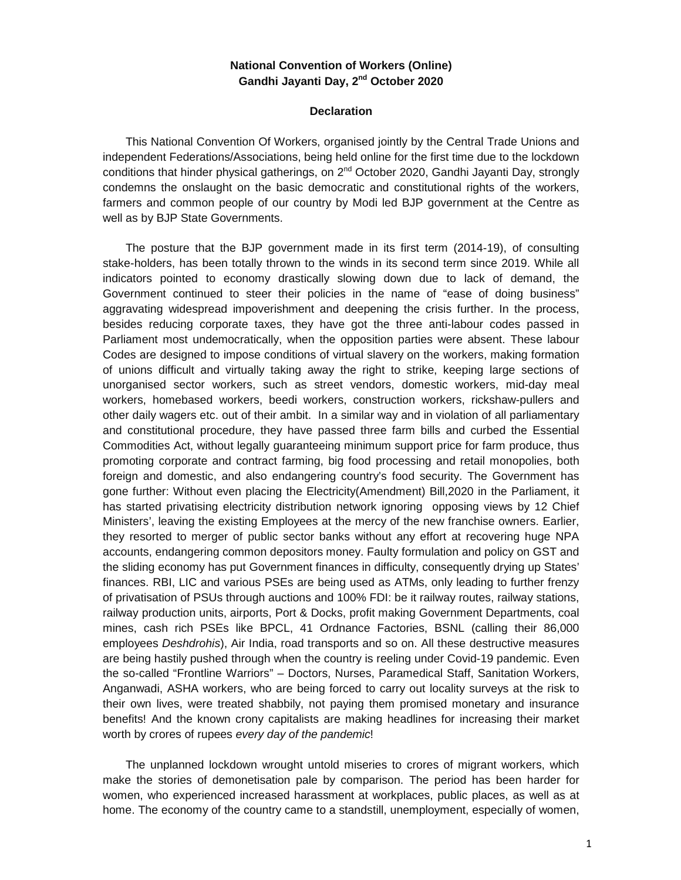**National Convention of Workers (Online)**
**Gandhi Jayanti Day, 2nd October 2020**

**Declaration**

This National Convention Of Workers, organised jointly by the Central Trade Unions and independent Federations/Associations, being held online for the first time due to the lockdown conditions that hinder physical gatherings, on 2nd October 2020, Gandhi Jayanti Day, strongly condemns the onslaught on the basic democratic and constitutional rights of the workers, farmers and common people of our country by Modi led BJP government at the Centre as well as by BJP State Governments.

The posture that the BJP government made in its first term (2014-19), of consulting stake-holders, has been totally thrown to the winds in its second term since 2019. While all indicators pointed to economy drastically slowing down due to lack of demand, the Government continued to steer their policies in the name of "ease of doing business" aggravating widespread impoverishment and deepening the crisis further. In the process, besides reducing corporate taxes, they have got the three anti-labour codes passed in Parliament most undemocratically, when the opposition parties were absent. These labour Codes are designed to impose conditions of virtual slavery on the workers, making formation of unions difficult and virtually taking away the right to strike, keeping large sections of unorganised sector workers, such as street vendors, domestic workers, mid-day meal workers, homebased workers, beedi workers, construction workers, rickshaw-pullers and other daily wagers etc. out of their ambit. In a similar way and in violation of all parliamentary and constitutional procedure, they have passed three farm bills and curbed the Essential Commodities Act, without legally guaranteeing minimum support price for farm produce, thus promoting corporate and contract farming, big food processing and retail monopolies, both foreign and domestic, and also endangering country's food security. The Government has gone further: Without even placing the Electricity(Amendment) Bill,2020 in the Parliament, it has started privatising electricity distribution network ignoring opposing views by 12 Chief Ministers', leaving the existing Employees at the mercy of the new franchise owners. Earlier, they resorted to merger of public sector banks without any effort at recovering huge NPA accounts, endangering common depositors money. Faulty formulation and policy on GST and the sliding economy has put Government finances in difficulty, consequently drying up States' finances. RBI, LIC and various PSEs are being used as ATMs, only leading to further frenzy of privatisation of PSUs through auctions and 100% FDI: be it railway routes, railway stations, railway production units, airports, Port & Docks, profit making Government Departments, coal mines, cash rich PSEs like BPCL, 41 Ordnance Factories, BSNL (calling their 86,000 employees *Deshdrohis*), Air India, road transports and so on. All these destructive measures are being hastily pushed through when the country is reeling under Covid-19 pandemic. Even the so-called "Frontline Warriors" – Doctors, Nurses, Paramedical Staff, Sanitation Workers, Anganwadi, ASHA workers, who are being forced to carry out locality surveys at the risk to their own lives, were treated shabbily, not paying them promised monetary and insurance benefits! And the known crony capitalists are making headlines for increasing their market worth by crores of rupees *every day of the pandemic*!

The unplanned lockdown wrought untold miseries to crores of migrant workers, which make the stories of demonetisation pale by comparison. The period has been harder for women, who experienced increased harassment at workplaces, public places, as well as at home. The economy of the country came to a standstill, unemployment, especially of women,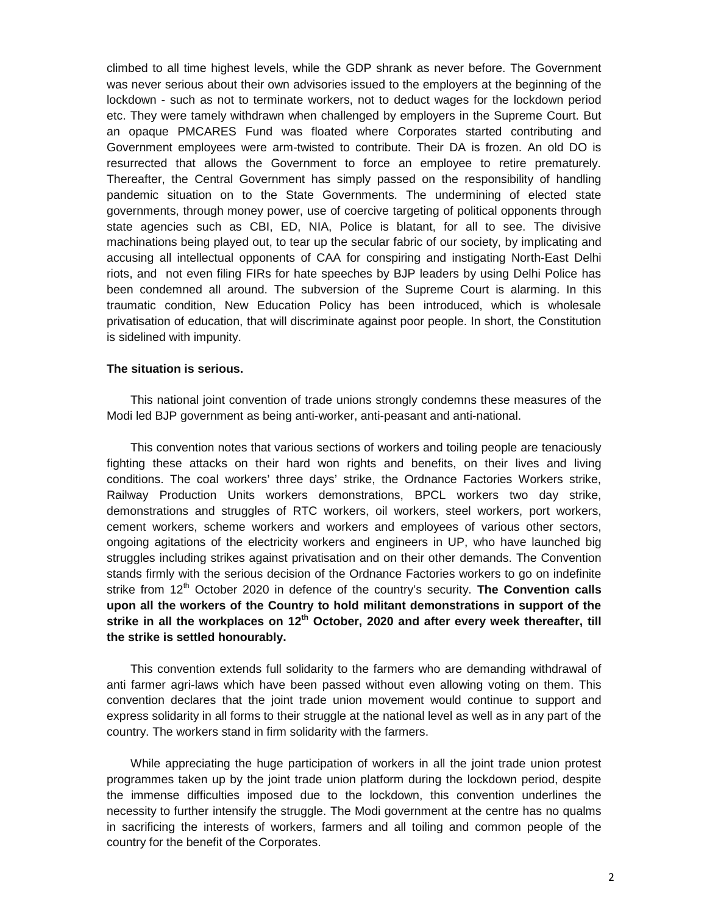climbed to all time highest levels, while the GDP shrank as never before. The Government was never serious about their own advisories issued to the employers at the beginning of the lockdown - such as not to terminate workers, not to deduct wages for the lockdown period etc. They were tamely withdrawn when challenged by employers in the Supreme Court. But an opaque PMCARES Fund was floated where Corporates started contributing and Government employees were arm-twisted to contribute. Their DA is frozen. An old DO is resurrected that allows the Government to force an employee to retire prematurely. Thereafter, the Central Government has simply passed on the responsibility of handling pandemic situation on to the State Governments. The undermining of elected state governments, through money power, use of coercive targeting of political opponents through state agencies such as CBI, ED, NIA, Police is blatant, for all to see. The divisive machinations being played out, to tear up the secular fabric of our society, by implicating and accusing all intellectual opponents of CAA for conspiring and instigating North-East Delhi riots, and not even filing FIRs for hate speeches by BJP leaders by using Delhi Police has been condemned all around. The subversion of the Supreme Court is alarming. In this traumatic condition, New Education Policy has been introduced, which is wholesale privatisation of education, that will discriminate against poor people. In short, the Constitution is sidelined with impunity.

**The situation is serious.**

This national joint convention of trade unions strongly condemns these measures of the Modi led BJP government as being anti-worker, anti-peasant and anti-national.

This convention notes that various sections of workers and toiling people are tenaciously fighting these attacks on their hard won rights and benefits, on their lives and living conditions. The coal workers' three days' strike, the Ordnance Factories Workers strike, Railway Production Units workers demonstrations, BPCL workers two day strike, demonstrations and struggles of RTC workers, oil workers, steel workers, port workers, cement workers, scheme workers and workers and employees of various other sectors, ongoing agitations of the electricity workers and engineers in UP, who have launched big struggles including strikes against privatisation and on their other demands. The Convention stands firmly with the serious decision of the Ordnance Factories workers to go on indefinite strike from 12th October 2020 in defence of the country's security. **The Convention calls upon all the workers of the Country to hold militant demonstrations in support of the strike in all the workplaces on 12th October, 2020 and after every week thereafter, till the strike is settled honourably.**

This convention extends full solidarity to the farmers who are demanding withdrawal of anti farmer agri-laws which have been passed without even allowing voting on them. This convention declares that the joint trade union movement would continue to support and express solidarity in all forms to their struggle at the national level as well as in any part of the country. The workers stand in firm solidarity with the farmers.

While appreciating the huge participation of workers in all the joint trade union protest programmes taken up by the joint trade union platform during the lockdown period, despite the immense difficulties imposed due to the lockdown, this convention underlines the necessity to further intensify the struggle. The Modi government at the centre has no qualms in sacrificing the interests of workers, farmers and all toiling and common people of the country for the benefit of the Corporates.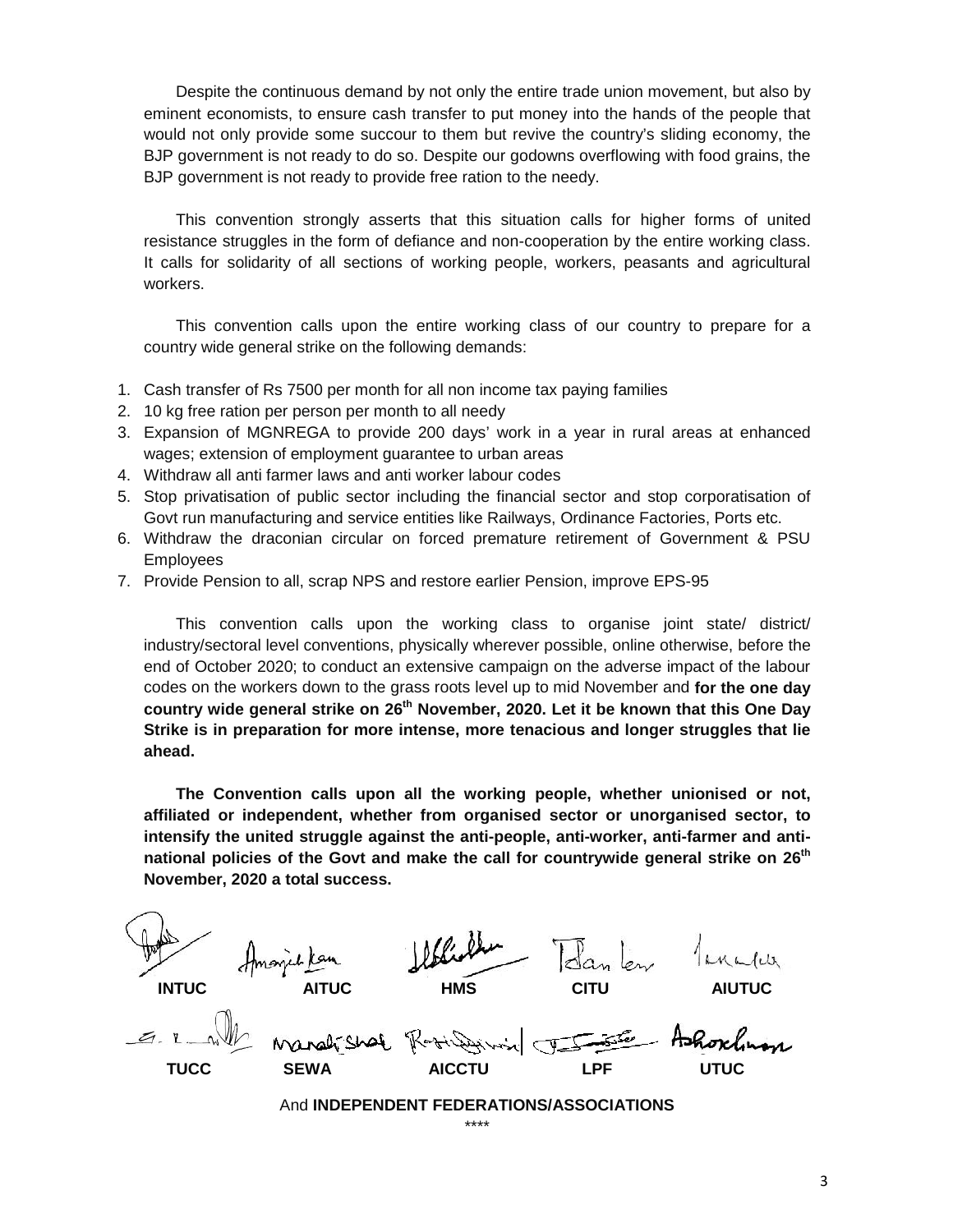Despite the continuous demand by not only the entire trade union movement, but also by eminent economists, to ensure cash transfer to put money into the hands of the people that would not only provide some succour to them but revive the country's sliding economy, the BJP government is not ready to do so. Despite our godowns overflowing with food grains, the BJP government is not ready to provide free ration to the needy.

This convention strongly asserts that this situation calls for higher forms of united resistance struggles in the form of defiance and non-cooperation by the entire working class. It calls for solidarity of all sections of working people, workers, peasants and agricultural workers.

This convention calls upon the entire working class of our country to prepare for a country wide general strike on the following demands:

1. Cash transfer of Rs 7500 per month for all non income tax paying families
2. 10 kg free ration per person per month to all needy
3. Expansion of MGNREGA to provide 200 days' work in a year in rural areas at enhanced wages; extension of employment guarantee to urban areas
4. Withdraw all anti farmer laws and anti worker labour codes
5. Stop privatisation of public sector including the financial sector and stop corporatisation of Govt run manufacturing and service entities like Railways, Ordinance Factories, Ports etc.
6. Withdraw the draconian circular on forced premature retirement of Government & PSU Employees
7. Provide Pension to all, scrap NPS and restore earlier Pension, improve EPS-95

This convention calls upon the working class to organise joint state/ district/ industry/sectoral level conventions, physically wherever possible, online otherwise, before the end of October 2020; to conduct an extensive campaign on the adverse impact of the labour codes on the workers down to the grass roots level up to mid November and **for the one day country wide general strike on 26th November, 2020. Let it be known that this One Day Strike is in preparation for more intense, more tenacious and longer struggles that lie ahead.**

**The Convention calls upon all the working people, whether unionised or not, affiliated or independent, whether from organised sector or unorganised sector, to intensify the united struggle against the anti-people, anti-worker, anti-farmer and anti-national policies of the Govt and make the call for countrywide general strike on 26th November, 2020 a total success.**

| | | | | |
|---|---|---|---|---|
| **INTUC** | **AITUC** | **HMS** | **CITU** | **AIUTUC** |
| **TUCC** | **SEWA** | **AICCTU** | **LPF** | **UTUC** |

And **INDEPENDENT FEDERATIONS/ASSOCIATIONS**

****